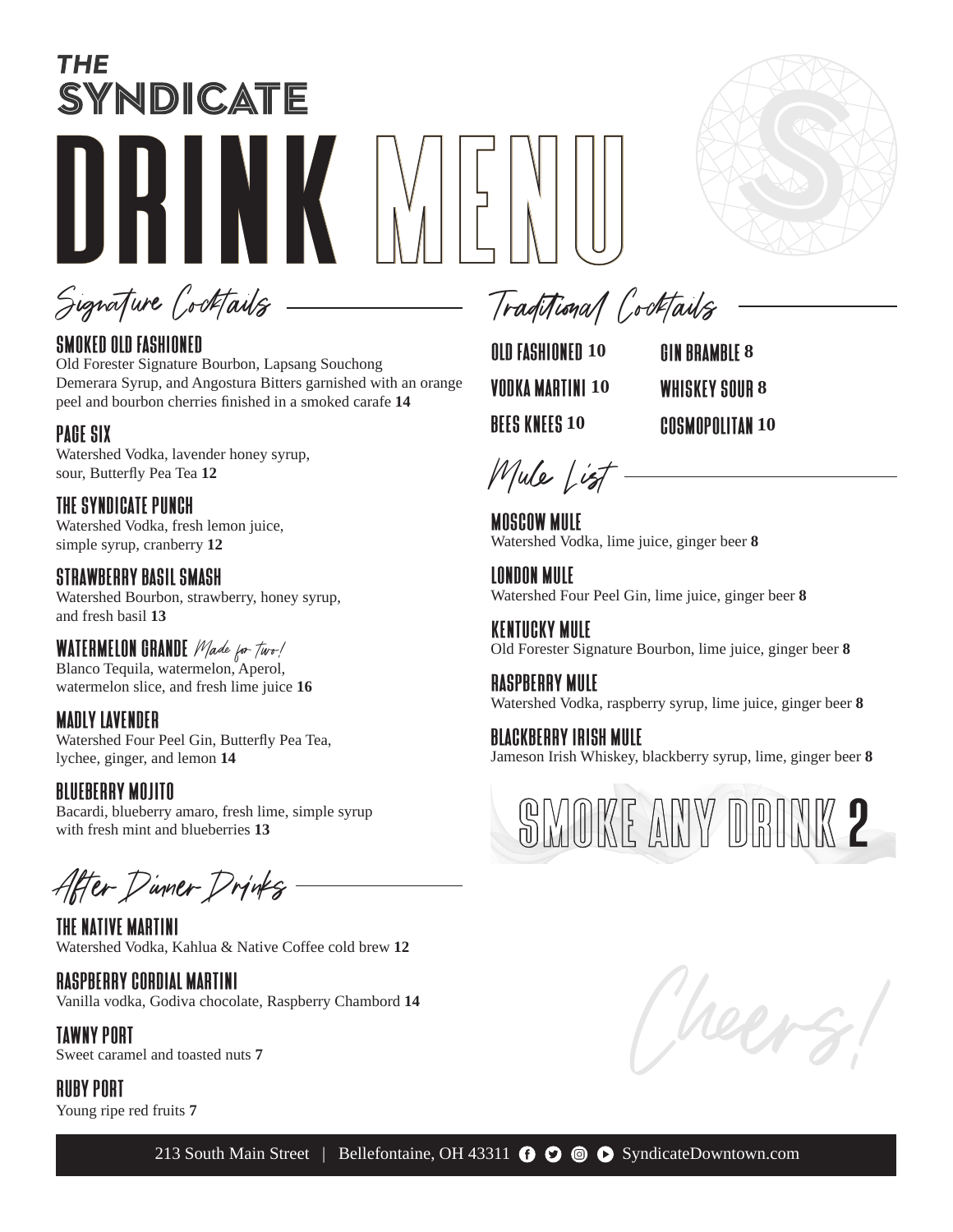# THE SYNDICATE

# DRINK MENU

## Signature Cocktails

### SMOKED OLD FASHIONED
Old Forester Signature Bourbon, Lapsang Souchong Demerara Syrup, and Angostura Bitters garnished with an orange peel and bourbon cherries finished in a smoked carafe **14**

### PAGE SIX
Watershed Vodka, lavender honey syrup, sour, Butterfly Pea Tea **12**

### THE SYNDICATE PUNCH
Watershed Vodka, fresh lemon juice, simple syrup, cranberry **12**

### STRAWBERRY BASIL SMASH
Watershed Bourbon, strawberry, honey syrup, and fresh basil **13**

### WATERMELON GRANDE *Made for Two!*
Blanco Tequila, watermelon, Aperol, watermelon slice, and fresh lime juice **16**

### MADLY LAVENDER
Watershed Four Peel Gin, Butterfly Pea Tea, lychee, ginger, and lemon **14**

### BLUEBERRY MOJITO
Bacardi, blueberry amaro, fresh lime, simple syrup with fresh mint and blueberries **13**

## After Dinner Drinks

### THE NATIVE MARTINI
Watershed Vodka, Kahlua & Native Coffee cold brew **12**

### RASPBERRY CORDIAL MARTINI
Vanilla vodka, Godiva chocolate, Raspberry Chambord **14**

### TAWNY PORT
Sweet caramel and toasted nuts **7**

### RUBY PORT
Young ripe red fruits **7**

## Traditional Cocktails

- **OLD FASHIONED 10**
- **VODKA MARTINI 10**
- **BEES KNEES 10**
- **GIN BRAMBLE 8**
- **WHISKEY SOUR 8**
- **COSMOPOLITAN 10**

## Mule List

### MOSCOW MULE
Watershed Vodka, lime juice, ginger beer **8**

### LONDON MULE
Watershed Four Peel Gin, lime juice, ginger beer **8**

### KENTUCKY MULE
Old Forester Signature Bourbon, lime juice, ginger beer **8**

### RASPBERRY MULE
Watershed Vodka, raspberry syrup, lime juice, ginger beer **8**

### BLACKBERRY IRISH MULE
Jameson Irish Whiskey, blackberry syrup, lime, ginger beer **8**

## SMOKE ANY DRINK 2

*Cheers!*

213 South Main Street | Bellefontaine, OH 43311 | SyndicateDowntown.com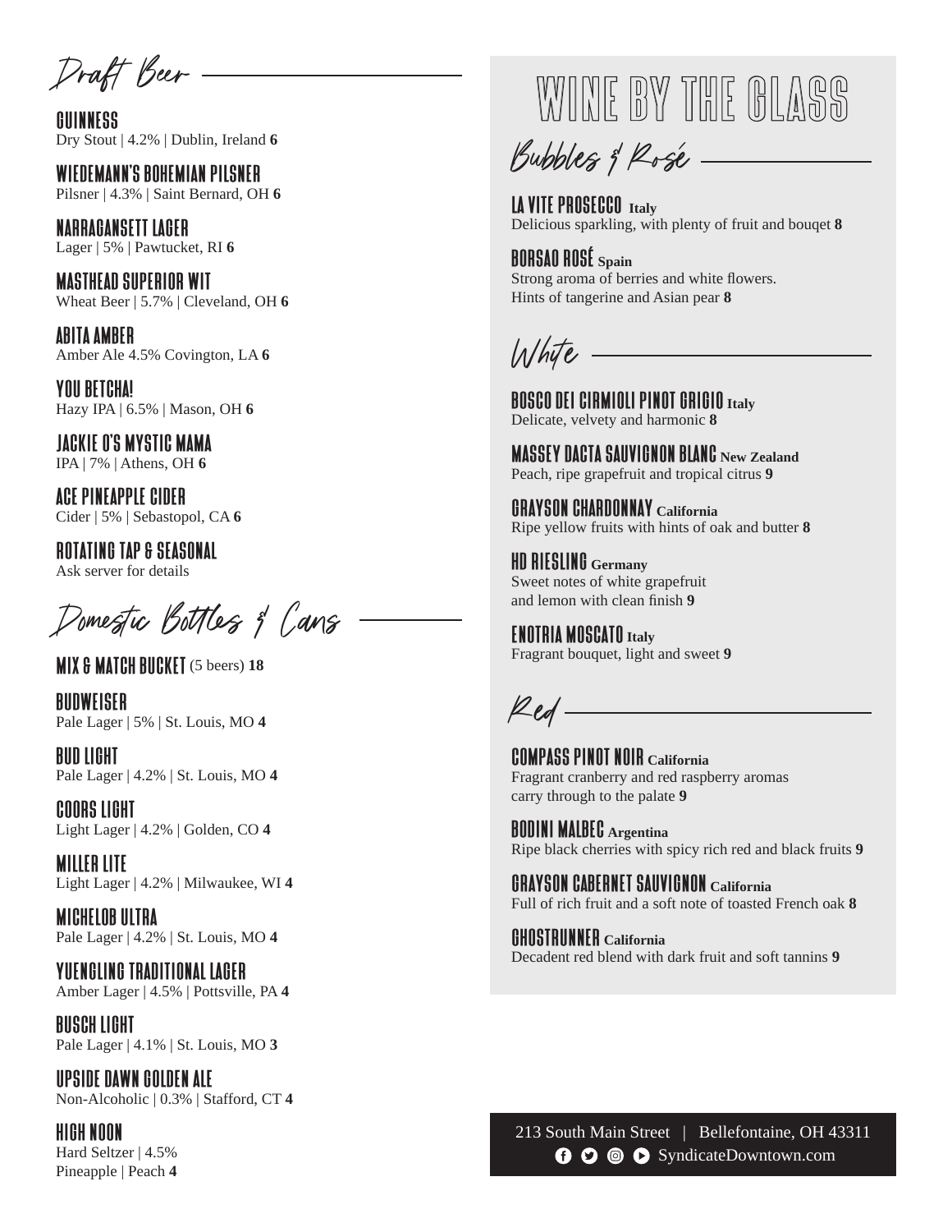## Draft Beer

**GUINNESS**
Dry Stout | 4.2% | Dublin, Ireland **6**

**WIEDEMANN'S BOHEMIAN PILSNER**
Pilsner | 4.3% | Saint Bernard, OH **6**

**NARRAGANSETT LAGER**
Lager | 5% | Pawtucket, RI **6**

**MASTHEAD SUPERIOR WIT**
Wheat Beer | 5.7% | Cleveland, OH **6**

**ABITA AMBER**
Amber Ale 4.5% Covington, LA **6**

**YOU BETCHA!**
Hazy IPA | 6.5% | Mason, OH **6**

**JACKIE O'S MYSTIC MAMA**
IPA | 7% | Athens, OH **6**

**ACE PINEAPPLE CIDER**
Cider | 5% | Sebastopol, CA **6**

**ROTATING TAP & SEASONAL**
Ask server for details

## Domestic Bottles & Cans

**MIX & MATCH BUCKET** (5 beers) **18**

**BUDWEISER**
Pale Lager | 5% | St. Louis, MO **4**

**BUD LIGHT**
Pale Lager | 4.2% | St. Louis, MO **4**

**COORS LIGHT**
Light Lager | 4.2% | Golden, CO **4**

**MILLER LITE**
Light Lager | 4.2% | Milwaukee, WI **4**

**MICHELOB ULTRA**
Pale Lager | 4.2% | St. Louis, MO **4**

**YUENGLING TRADITIONAL LAGER**
Amber Lager | 4.5% | Pottsville, PA **4**

**BUSCH LIGHT**
Pale Lager | 4.1% | St. Louis, MO **3**

**UPSIDE DAWN GOLDEN ALE**
Non-Alcoholic | 0.3% | Stafford, CT **4**

**HIGH NOON**
Hard Seltzer | 4.5%
Pineapple | Peach **4**

# WINE BY THE GLASS

## Bubbles & Rosé

**LA VITE PROSECCO** **Italy**
Delicious sparkling, with plenty of fruit and bouqet **8**

**BORSAO ROSÉ** **Spain**
Strong aroma of berries and white flowers.
Hints of tangerine and Asian pear **8**

## White

**BOSCO DEI CIRMIOLI PINOT GRIGIO** **Italy**
Delicate, velvety and harmonic **8**

**MASSEY DACTA SAUVIGNON BLANC** **New Zealand**
Peach, ripe grapefruit and tropical citrus **9**

**GRAYSON CHARDONNAY** **California**
Ripe yellow fruits with hints of oak and butter **8**

**HD RIESLING** **Germany**
Sweet notes of white grapefruit
and lemon with clean finish **9**

**ENOTRIA MOSCATO** **Italy**
Fragrant bouquet, light and sweet **9**

## Red

**COMPASS PINOT NOIR** **California**
Fragrant cranberry and red raspberry aromas
carry through to the palate **9**

**BODINI MALBEC** **Argentina**
Ripe black cherries with spicy rich red and black fruits **9**

**GRAYSON CABERNET SAUVIGNON** **California**
Full of rich fruit and a soft note of toasted French oak **8**

**GHOSTRUNNER** **California**
Decadent red blend with dark fruit and soft tannins **9**

213 South Main Street | Bellefontaine, OH 43311
SyndicateDowntown.com